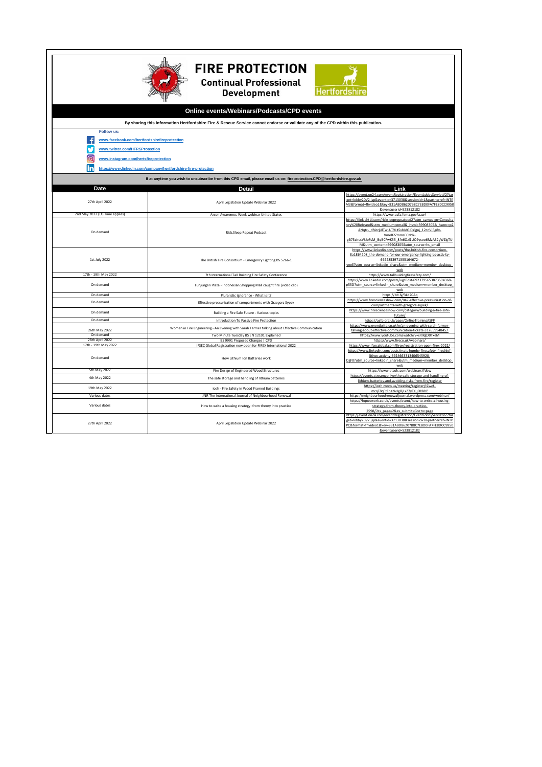# FIRE PROTECTION

## Continual Professional Development

Hertfordshire

### Online events/Webinars/Podcasts/CPD events

**By sharing this information Hertfordshire Fire & Rescue Service cannot endorse or validate any of the CPD within this publication.**

**Follow us:**

- www.facebook.com/hertfordshirefireprotection
- www.twitter.com/HFRSProtection
- www.instagram.com/hertsfireprotection
- https://www.linkedin.com/company/hertfordshire-fire-protection

**If at anytime you wish to unsubscribe from this CPD email, please email us on: fireprotection.CPD@hertfordshire.gov.uk**

| Date | Detail | Link |
|---|---|---|
| 27th April 2022 | April Legislation Update Webinar 2022 | https://event.on24.com/eventRegistration/EventLobbyServletV2?target=lobby20V2.jsp&eventid=3713038&sessionid=1&partnerref=INTEM3&format=fhvideo1&key=831ABD86207B8C7EBD0FA7FE8DCC9950&eventuserid=523812182 |
| 2nd May 2022 (US Time applies) | Arson Awareness Week webinar United States | https://www.usfa.fema.gov/aaw/ |
| On demand | Risk.Sleep.Repeat Podcast | https://link.chtbl.com/risksleeprepeatpod2?utm_campaign=Consultancy%20Rebrand&utm_medium=email&_hsmi=59908305&_hsenc=p2ANqtz-_df4rzJUlTwU-T9LKSxbJdGJ0Ylguj_12cnVIBg8v-VmeR22mmsFCNdk-gB73circsVkJoFsM_BqBCFwKS5_8fn6OzlLUQ9yceo6MzA32gWZigTUM&utm_content=59908305&utm_source=hs_email |
| 1st July 2022 | The British Fire Consortium - Emergency Lighting BS 5266-1 | https://www.linkedin.com/posts/the-british-fire-consortium-8a1864208_the-demand-for-our-emergency-lighting-bs-activity-6922853971355164672-yeeE?utm_source=linkedin_share&utm_medium=member_desktop_web |
| 17th - 19th May 2022 | 7th International Tall Building Fire Safety Conference | https://www.tallbuildingfiresafety.com/ |
| On demand | Tunjungan Plaza - Indoneisan Shopping Mall caught fire (video clip) | https://www.linkedin.com/posts/sgcPost-6923795653873594368-p55D?utm_source=linkedin_share&utm_medium=member_desktop_web |
| On demand | Pluralistic Ignorance - What is it? | https://bit.ly/3Ld2OAq |
| On demand | Effective pressurization of compartments with Grzegorz Sypek | https://www.firescienceshow.com/047-effective-pressurization-of-compartments-with-grzegorz-sypek/ |
| On demand | Building a Fire Safe Future - Various topics | https://www.firescienceshow.com/category/building-a-fire-safe-future/ |
| On demand | Introduction To Passive Fire Protection | https://asfp.org.uk/page/OnlineTrainingASFP |
| 26th May 2022 | Women in Fire Engineering - An Evening with Sarah Farmer talking about Effective Communication | https://www.eventbrite.co.uk/e/an-evening-with-sarah-farmer-talking-about-effective-communication-tickets-317659948457 |
| On demand | Two Minute Tuesday BS EN 12101 Explained | https://www.youtube.com/watch?v=RlXgD0TxeM |
| 28th April 2022 | BS 9991 Proposed Changes \| CPD | https://www.fireco.uk/webinars/ |
| 17th - 19th May 2022 | IFSEC Global Registration now open for FIREX International 2022 | https://www.ifsecglobal.com/firex/registration-open-firex-2022/ |
| On demand | How Lithium Ion Batteries work | https://www.linkedin.com/posts/matt-humby-firesafety_firechief-lithex-activity-6924663313406545920-DgF0?utm_source=linkedin_share&utm_medium=member_desktop_web |
| 5th May 2022 | Fire Design of Engineered Wood Structures | https://www.etsols.com/webinars/fdew |
| 4th May 2022 | The safe storage and handling of lithium batteries | https://events.streamgo.live/the-safe-storage-and-handling-of-lithium-batteries-and-avoiding-risks-from-fire/register |
| 19th May 2022 | iosh - Fire Safety in Wood Framed Buildings | https://iosh.zoom.us/meeting/register/tZwof-mrqT8qEtEnKNvJgOjLx27yTX_OHkhP |
| Various dates | IJNR The International Journal of Neighbourhood Renewal | https://neighbourhoodrenewaljournal.wordpress.com/webinar/ |
| Various dates | How to write a housing strategy: from theory into practice | https://hqnetwork.co.uk/events/event/how-to-write-a-housing-strategy-from-theory-into-practice-2598/?es_page=2&es_submit=Go+to+page |
| 27th April 2022 | April Legislation Update Webinar 2022 | https://event.on24.com/eventRegistration/EventLobbyServletV2?target=lobby20V2.jsp&eventid=3713038&sessionid=1&partnerref=INTPPC&format=fhvideo1&key=831ABD86207B8C7EBD0FA7FE8DCC9950&eventuserid=523812182 |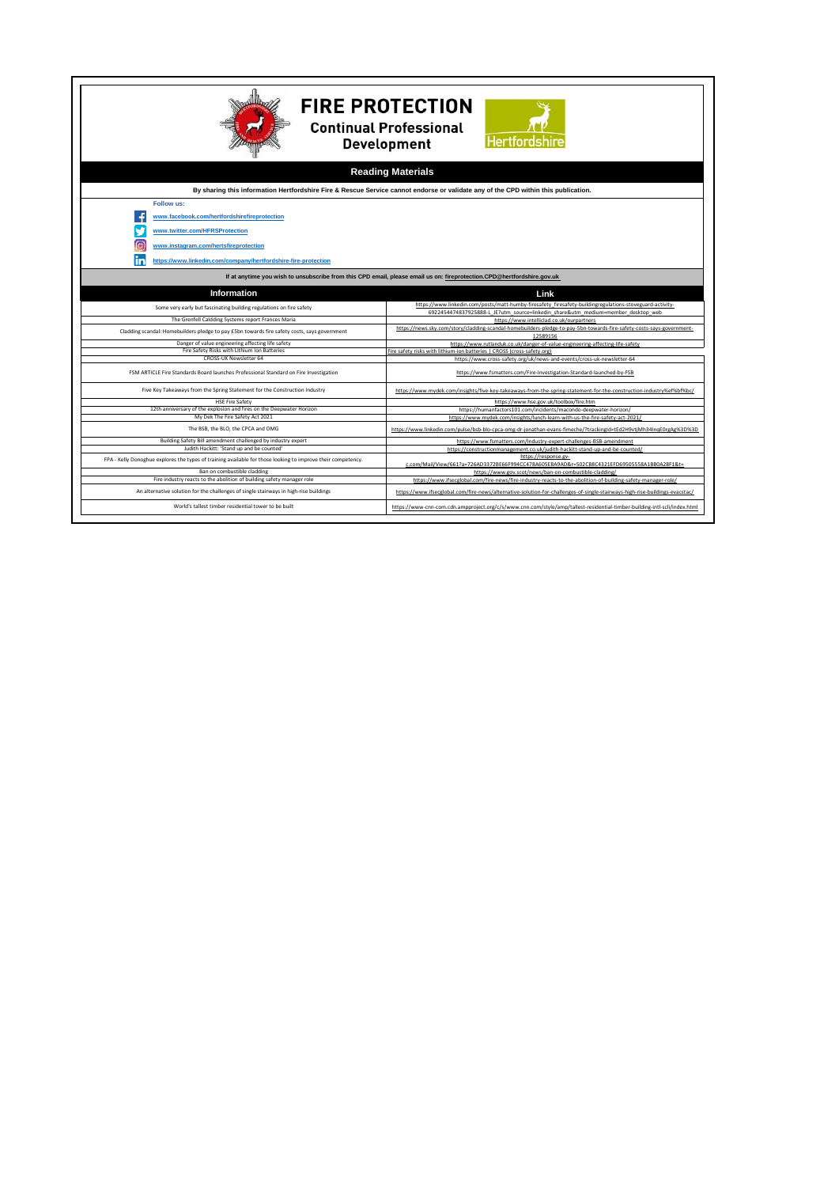# FIRE PROTECTION

## Continual Professional Development

Hertfordshire

## Reading Materials

**By sharing this information Hertfordshire Fire & Rescue Service cannot endorse or validate any of the CPD within this publication.**

**Follow us:**

- www.facebook.com/hertfordshirefireprotection
- www.twitter.com/HFRSProtection
- www.instagram.com/hertsfireprotection
- https://www.linkedin.com/company/hertfordshire-fire-protection

**If at anytime you wish to unsubscribe from this CPD email, please email us on: fireprotection.CPD@hertfordshire.gov.uk**

| Information | Link |
|---|---|
| Some very early but fascinating building regulations on fire safety | https://www.linkedin.com/posts/matt-humby-firesafety_firesafety-buildingregulations-stoveguard-activity-6922454474837925888-L_JE?utm_source=linkedin_share&utm_medium=member_desktop_web |
| The Grenfell Caldding Systems report Frances Maria | https://www.intelliclad.co.uk/ourpartners |
| Cladding scandal: Homebuilders pledge to pay £5bn towards fire safety costs, says government | https://news.sky.com/story/cladding-scandal-homebuilders-pledge-to-pay-5bn-towards-fire-safety-costs-says-government-12589156 |
| Danger of value engineering affecting life safety | https://www.rutlanduk.co.uk/danger-of-value-engineering-affecting-life-safety |
| Fire Safety Risks with Lithium Ion Batteries | Fire safety risks with lithium-ion batteries \| CROSS (cross-safety.org) |
| CROSS-UK Newsletter 64 | https://www.cross-safety.org/uk/news-and-events/cross-uk-newsletter-64 |
| FSM ARTICLE Fire Standards Board launches Professional Standard on Fire Investigation | https://www.fsmatters.com/Fire-Investigation-Standard-launched-by-FSB |
| Five Key Takeaways from the Spring Statement for the Construction Industry | https://www.mydek.com/insights/five-key-takeaways-from-the-spring-statement-for-the-construction-industry%ef%bf%bc/ |
| HSE Fire Safety | https://www.hse.gov.uk/toolbox/fire.htm |
| 12th anniversary of the explosion and fires on the Deepwater Horizon | https://humanfactors101.com/incidents/macondo-deepwater-horizon/ |
| My Dek The Fire Safety Act 2021 | https://www.mydek.com/insights/lunch-learn-with-us-the-fire-safety-act-2021/ |
| The BSB, the BLO, the CPCA and OMG | https://www.linkedin.com/pulse/bsb-blo-cpca-omg-dr-jonathan-evans-fimeche/?trackingId=tEd2H9vtjMh34InqE0rgAg%3D%3D |
| Building Safety Bill amendment challenged by industry expert | https://www.fsmatters.com/Industry-expert-challenges-BSB-amendment |
| Judith Hackitt: 'Stand up and be counted' | https://constructionmanagement.co.uk/judith-hackitt-stand-up-and-be-counted/ |
| FPA - Kelly Donoghue explores the types of training available for those looking to improve their competency. | https://response.gv-c.com/Mail/View/661?a=726AD3372BE66F994CC478A605EBA9AD&r=502CB8C4321EFD69505558A1BB0A28F1&t= |
| Ban on combustible cladding | https://www.gov.scot/news/ban-on-combustible-cladding/ |
| Fire industry reacts to the abolition of building safety manager role | https://www.ifsecglobal.com/fire-news/fire-industry-reacts-to-the-abolition-of-building-safety-manager-role/ |
| An alternative solution for the challenges of single stairways in high-rise buildings | https://www.ifsecglobal.com/fire-news/alternative-solution-for-challenges-of-single-stairways-high-rise-buildings-evacstac/ |
| World's tallest timber residential tower to be built | https://www-cnn-com.cdn.ampproject.org/c/s/www.cnn.com/style/amp/tallest-residential-timber-building-intl-scli/index.html |